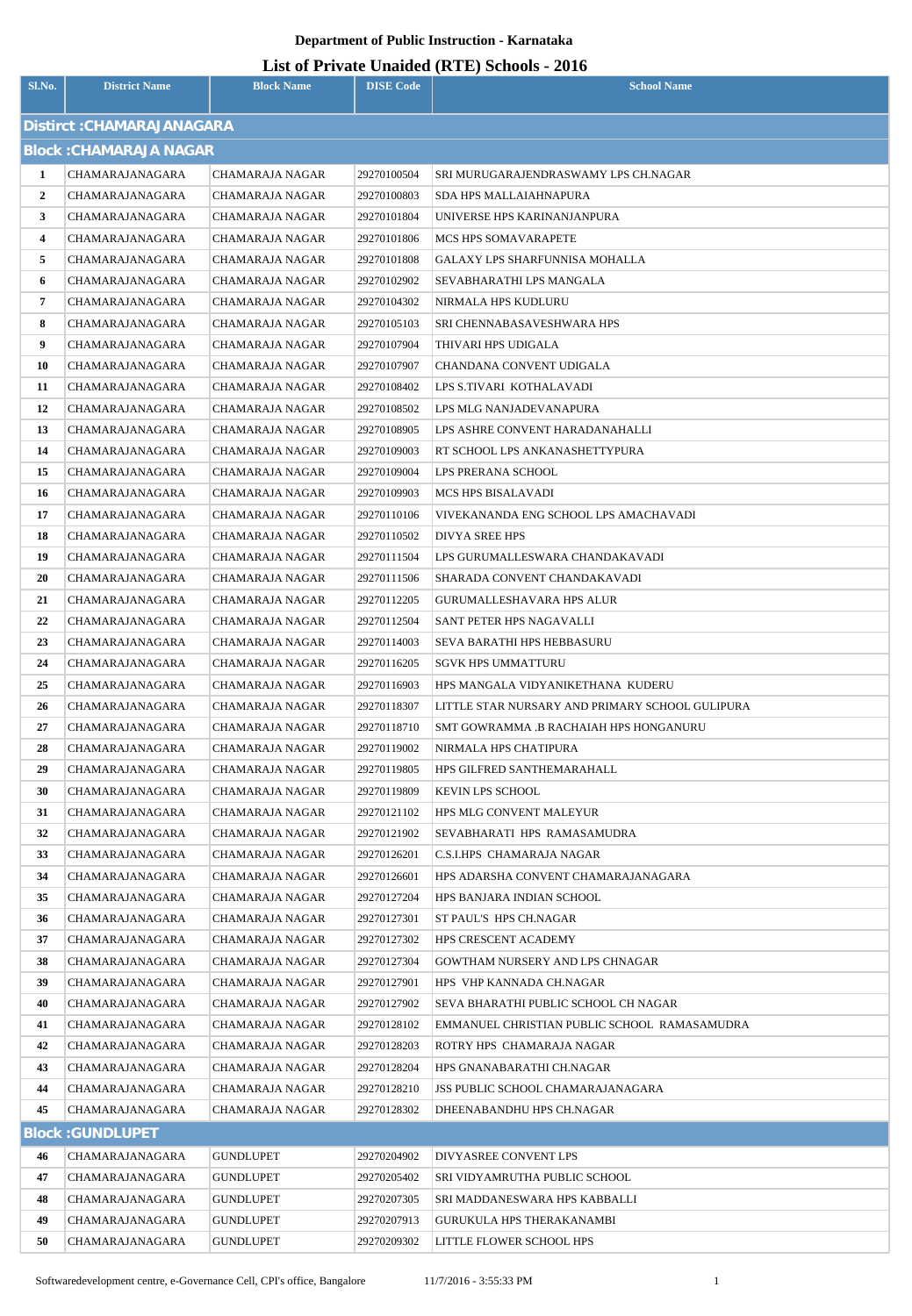# Department of Public Instruction - Karnataka

## List of Private Unaided (RTE) Schools - 2016

| Sl.No. | District Name | Block Name | DISE Code | School Name |
|---|---|---|---|---|
| **Distirct :CHAMARAJANAGARA** | | | | |
| **Block :CHAMARAJA NAGAR** | | | | |
| 1 | CHAMARAJANAGARA | CHAMARAJA NAGAR | 29270100504 | SRI MURUGARAJENDRASWAMY LPS CH.NAGAR |
| 2 | CHAMARAJANAGARA | CHAMARAJA NAGAR | 29270100803 | SDA HPS MALLAIAHNAPURA |
| 3 | CHAMARAJANAGARA | CHAMARAJA NAGAR | 29270101804 | UNIVERSE HPS KARINANJANPURA |
| 4 | CHAMARAJANAGARA | CHAMARAJA NAGAR | 29270101806 | MCS HPS SOMAVARAPETE |
| 5 | CHAMARAJANAGARA | CHAMARAJA NAGAR | 29270101808 | GALAXY LPS SHARFUNNISA MOHALLA |
| 6 | CHAMARAJANAGARA | CHAMARAJA NAGAR | 29270102902 | SEVABHARATHI LPS MANGALA |
| 7 | CHAMARAJANAGARA | CHAMARAJA NAGAR | 29270104302 | NIRMALA HPS KUDLURU |
| 8 | CHAMARAJANAGARA | CHAMARAJA NAGAR | 29270105103 | SRI CHENNABASAVESHWARA HPS |
| 9 | CHAMARAJANAGARA | CHAMARAJA NAGAR | 29270107904 | THIVARI HPS UDIGALA |
| 10 | CHAMARAJANAGARA | CHAMARAJA NAGAR | 29270107907 | CHANDANA CONVENT UDIGALA |
| 11 | CHAMARAJANAGARA | CHAMARAJA NAGAR | 29270108402 | LPS S.TIVARI KOTHALAVADI |
| 12 | CHAMARAJANAGARA | CHAMARAJA NAGAR | 29270108502 | LPS MLG NANJADEVANAPURA |
| 13 | CHAMARAJANAGARA | CHAMARAJA NAGAR | 29270108905 | LPS ASHRE CONVENT HARADANAHALLI |
| 14 | CHAMARAJANAGARA | CHAMARAJA NAGAR | 29270109003 | RT SCHOOL LPS ANKANASHETTYPURA |
| 15 | CHAMARAJANAGARA | CHAMARAJA NAGAR | 29270109004 | LPS PRERANA SCHOOL |
| 16 | CHAMARAJANAGARA | CHAMARAJA NAGAR | 29270109903 | MCS HPS BISALAVADI |
| 17 | CHAMARAJANAGARA | CHAMARAJA NAGAR | 29270110106 | VIVEKANANDA ENG SCHOOL LPS AMACHAVADI |
| 18 | CHAMARAJANAGARA | CHAMARAJA NAGAR | 29270110502 | DIVYA SREE HPS |
| 19 | CHAMARAJANAGARA | CHAMARAJA NAGAR | 29270111504 | LPS GURUMALLESWARA CHANDAKAVADI |
| 20 | CHAMARAJANAGARA | CHAMARAJA NAGAR | 29270111506 | SHARADA CONVENT CHANDAKAVADI |
| 21 | CHAMARAJANAGARA | CHAMARAJA NAGAR | 29270112205 | GURUMALLESHAVARA HPS ALUR |
| 22 | CHAMARAJANAGARA | CHAMARAJA NAGAR | 29270112504 | SANT PETER HPS NAGAVALLI |
| 23 | CHAMARAJANAGARA | CHAMARAJA NAGAR | 29270114003 | SEVA BARATHI HPS HEBBASURU |
| 24 | CHAMARAJANAGARA | CHAMARAJA NAGAR | 29270116205 | SGVK HPS UMMATTURU |
| 25 | CHAMARAJANAGARA | CHAMARAJA NAGAR | 29270116903 | HPS MANGALA VIDYANIKETHANA KUDERU |
| 26 | CHAMARAJANAGARA | CHAMARAJA NAGAR | 29270118307 | LITTLE STAR NURSARY AND PRIMARY SCHOOL GULIPURA |
| 27 | CHAMARAJANAGARA | CHAMARAJA NAGAR | 29270118710 | SMT GOWRAMMA .B RACHAIAH HPS HONGANURU |
| 28 | CHAMARAJANAGARA | CHAMARAJA NAGAR | 29270119002 | NIRMALA HPS CHATIPURA |
| 29 | CHAMARAJANAGARA | CHAMARAJA NAGAR | 29270119805 | HPS GILFRED SANTHEMARAHALL |
| 30 | CHAMARAJANAGARA | CHAMARAJA NAGAR | 29270119809 | KEVIN LPS SCHOOL |
| 31 | CHAMARAJANAGARA | CHAMARAJA NAGAR | 29270121102 | HPS MLG CONVENT MALEYUR |
| 32 | CHAMARAJANAGARA | CHAMARAJA NAGAR | 29270121902 | SEVABHARATI HPS RAMASAMUDRA |
| 33 | CHAMARAJANAGARA | CHAMARAJA NAGAR | 29270126201 | C.S.I.HPS CHAMARAJA NAGAR |
| 34 | CHAMARAJANAGARA | CHAMARAJA NAGAR | 29270126601 | HPS ADARSHA CONVENT CHAMARAJANAGARA |
| 35 | CHAMARAJANAGARA | CHAMARAJA NAGAR | 29270127204 | HPS BANJARA INDIAN SCHOOL |
| 36 | CHAMARAJANAGARA | CHAMARAJA NAGAR | 29270127301 | ST PAUL'S HPS CH.NAGAR |
| 37 | CHAMARAJANAGARA | CHAMARAJA NAGAR | 29270127302 | HPS CRESCENT ACADEMY |
| 38 | CHAMARAJANAGARA | CHAMARAJA NAGAR | 29270127304 | GOWTHAM NURSERY AND LPS CHNAGAR |
| 39 | CHAMARAJANAGARA | CHAMARAJA NAGAR | 29270127901 | HPS VHP KANNADA CH.NAGAR |
| 40 | CHAMARAJANAGARA | CHAMARAJA NAGAR | 29270127902 | SEVA BHARATHI PUBLIC SCHOOL CH NAGAR |
| 41 | CHAMARAJANAGARA | CHAMARAJA NAGAR | 29270128102 | EMMANUEL CHRISTIAN PUBLIC SCHOOL RAMASAMUDRA |
| 42 | CHAMARAJANAGARA | CHAMARAJA NAGAR | 29270128203 | ROTRY HPS CHAMARAJA NAGAR |
| 43 | CHAMARAJANAGARA | CHAMARAJA NAGAR | 29270128204 | HPS GNANABARATHI CH.NAGAR |
| 44 | CHAMARAJANAGARA | CHAMARAJA NAGAR | 29270128210 | JSS PUBLIC SCHOOL CHAMARAJANAGARA |
| 45 | CHAMARAJANAGARA | CHAMARAJA NAGAR | 29270128302 | DHEENABANDHU HPS CH.NAGAR |
| **Block :GUNDLUPET** | | | | |
| 46 | CHAMARAJANAGARA | GUNDLUPET | 29270204902 | DIVYASREE CONVENT LPS |
| 47 | CHAMARAJANAGARA | GUNDLUPET | 29270205402 | SRI VIDYAMRUTHA PUBLIC SCHOOL |
| 48 | CHAMARAJANAGARA | GUNDLUPET | 29270207305 | SRI MADDANESWARA HPS KABBALLI |
| 49 | CHAMARAJANAGARA | GUNDLUPET | 29270207913 | GURUKULA HPS THERAKANAMBI |
| 50 | CHAMARAJANAGARA | GUNDLUPET | 29270209302 | LITTLE FLOWER SCHOOL HPS |

Softwaredevelopment centre, e-Governance Cell, CPI's office, Bangalore 11/7/2016 - 3:55:33 PM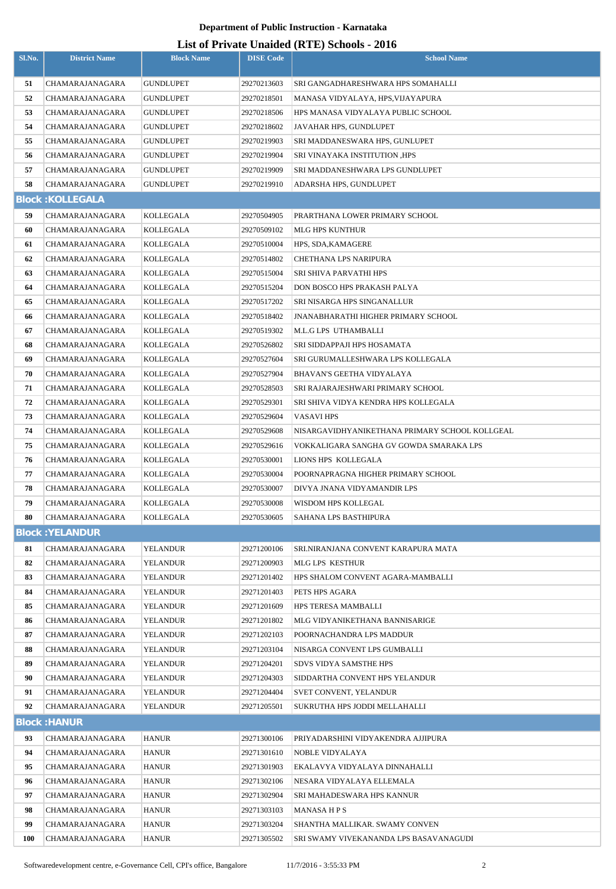**Department of Public Instruction - Karnataka**

**List of Private Unaided (RTE) Schools - 2016**

| Sl.No. | District Name | Block Name | DISE Code | School Name |
|---|---|---|---|---|
| 51 | CHAMARAJANAGARA | GUNDLUPET | 29270213603 | SRI GANGADHARESHWARA HPS SOMAHALLI |
| 52 | CHAMARAJANAGARA | GUNDLUPET | 29270218501 | MANASA VIDYALAYA, HPS,VIJAYAPURA |
| 53 | CHAMARAJANAGARA | GUNDLUPET | 29270218506 | HPS MANASA VIDYALAYA PUBLIC SCHOOL |
| 54 | CHAMARAJANAGARA | GUNDLUPET | 29270218602 | JAVAHAR HPS, GUNDLUPET |
| 55 | CHAMARAJANAGARA | GUNDLUPET | 29270219903 | SRI MADDANESWARA HPS, GUNLUPET |
| 56 | CHAMARAJANAGARA | GUNDLUPET | 29270219904 | SRI VINAYAKA INSTITUTION ,HPS |
| 57 | CHAMARAJANAGARA | GUNDLUPET | 29270219909 | SRI MADDANESHWARA LPS GUNDLUPET |
| 58 | CHAMARAJANAGARA | GUNDLUPET | 29270219910 | ADARSHA HPS, GUNDLUPET |
| **Block :KOLLEGALA** | | | | |
| 59 | CHAMARAJANAGARA | KOLLEGALA | 29270504905 | PRARTHANA LOWER PRIMARY SCHOOL |
| 60 | CHAMARAJANAGARA | KOLLEGALA | 29270509102 | MLG HPS KUNTHUR |
| 61 | CHAMARAJANAGARA | KOLLEGALA | 29270510004 | HPS, SDA,KAMAGERE |
| 62 | CHAMARAJANAGARA | KOLLEGALA | 29270514802 | CHETHANA LPS NARIPURA |
| 63 | CHAMARAJANAGARA | KOLLEGALA | 29270515004 | SRI SHIVA PARVATHI HPS |
| 64 | CHAMARAJANAGARA | KOLLEGALA | 29270515204 | DON BOSCO HPS PRAKASH PALYA |
| 65 | CHAMARAJANAGARA | KOLLEGALA | 29270517202 | SRI NISARGA HPS SINGANALLUR |
| 66 | CHAMARAJANAGARA | KOLLEGALA | 29270518402 | JNANABHARATHI HIGHER PRIMARY SCHOOL |
| 67 | CHAMARAJANAGARA | KOLLEGALA | 29270519302 | M.L.G LPS UTHAMBALLI |
| 68 | CHAMARAJANAGARA | KOLLEGALA | 29270526802 | SRI SIDDAPPAJI HPS HOSAMATA |
| 69 | CHAMARAJANAGARA | KOLLEGALA | 29270527604 | SRI GURUMALLESHWARA LPS KOLLEGALA |
| 70 | CHAMARAJANAGARA | KOLLEGALA | 29270527904 | BHAVAN'S GEETHA VIDYALAYA |
| 71 | CHAMARAJANAGARA | KOLLEGALA | 29270528503 | SRI RAJARAJESHWARI PRIMARY SCHOOL |
| 72 | CHAMARAJANAGARA | KOLLEGALA | 29270529301 | SRI SHIVA VIDYA KENDRA HPS KOLLEGALA |
| 73 | CHAMARAJANAGARA | KOLLEGALA | 29270529604 | VASAVI HPS |
| 74 | CHAMARAJANAGARA | KOLLEGALA | 29270529608 | NISARGAVIDHYANIKETHANA PRIMARY SCHOOL KOLLGEAL |
| 75 | CHAMARAJANAGARA | KOLLEGALA | 29270529616 | VOKKALIGARA SANGHA GV GOWDA SMARAKA LPS |
| 76 | CHAMARAJANAGARA | KOLLEGALA | 29270530001 | LIONS HPS KOLLEGALA |
| 77 | CHAMARAJANAGARA | KOLLEGALA | 29270530004 | POORNAPRAGNA HIGHER PRIMARY SCHOOL |
| 78 | CHAMARAJANAGARA | KOLLEGALA | 29270530007 | DIVYA JNANA VIDYAMANDIR LPS |
| 79 | CHAMARAJANAGARA | KOLLEGALA | 29270530008 | WISDOM HPS KOLLEGAL |
| 80 | CHAMARAJANAGARA | KOLLEGALA | 29270530605 | SAHANA LPS BASTHIPURA |
| **Block :YELANDUR** | | | | |
| 81 | CHAMARAJANAGARA | YELANDUR | 29271200106 | SRI.NIRANJANA CONVENT KARAPURA MATA |
| 82 | CHAMARAJANAGARA | YELANDUR | 29271200903 | MLG LPS KESTHUR |
| 83 | CHAMARAJANAGARA | YELANDUR | 29271201402 | HPS SHALOM CONVENT AGARA-MAMBALLI |
| 84 | CHAMARAJANAGARA | YELANDUR | 29271201403 | PETS HPS AGARA |
| 85 | CHAMARAJANAGARA | YELANDUR | 29271201609 | HPS TERESA MAMBALLI |
| 86 | CHAMARAJANAGARA | YELANDUR | 29271201802 | MLG VIDYANIKETHANA BANNISARIGE |
| 87 | CHAMARAJANAGARA | YELANDUR | 29271202103 | POORNACHANDRA LPS MADDUR |
| 88 | CHAMARAJANAGARA | YELANDUR | 29271203104 | NISARGA CONVENT LPS GUMBALLI |
| 89 | CHAMARAJANAGARA | YELANDUR | 29271204201 | SDVS VIDYA SAMSTHE HPS |
| 90 | CHAMARAJANAGARA | YELANDUR | 29271204303 | SIDDARTHA CONVENT HPS YELANDUR |
| 91 | CHAMARAJANAGARA | YELANDUR | 29271204404 | SVET CONVENT, YELANDUR |
| 92 | CHAMARAJANAGARA | YELANDUR | 29271205501 | SUKRUTHA HPS JODDI MELLAHALLI |
| **Block :HANUR** | | | | |
| 93 | CHAMARAJANAGARA | HANUR | 29271300106 | PRIYADARSHINI VIDYAKENDRA AJJIPURA |
| 94 | CHAMARAJANAGARA | HANUR | 29271301610 | NOBLE VIDYALAYA |
| 95 | CHAMARAJANAGARA | HANUR | 29271301903 | EKALAVYA VIDYALAYA DINNAHALLI |
| 96 | CHAMARAJANAGARA | HANUR | 29271302106 | NESARA VIDYALAYA ELLEMALA |
| 97 | CHAMARAJANAGARA | HANUR | 29271302904 | SRI MAHADESWARA HPS KANNUR |
| 98 | CHAMARAJANAGARA | HANUR | 29271303103 | MANASA H P S |
| 99 | CHAMARAJANAGARA | HANUR | 29271303204 | SHANTHA MALLIKAR. SWAMY CONVEN |
| 100 | CHAMARAJANAGARA | HANUR | 29271305502 | SRI SWAMY VIVEKANANDA LPS BASAVANAGUDI |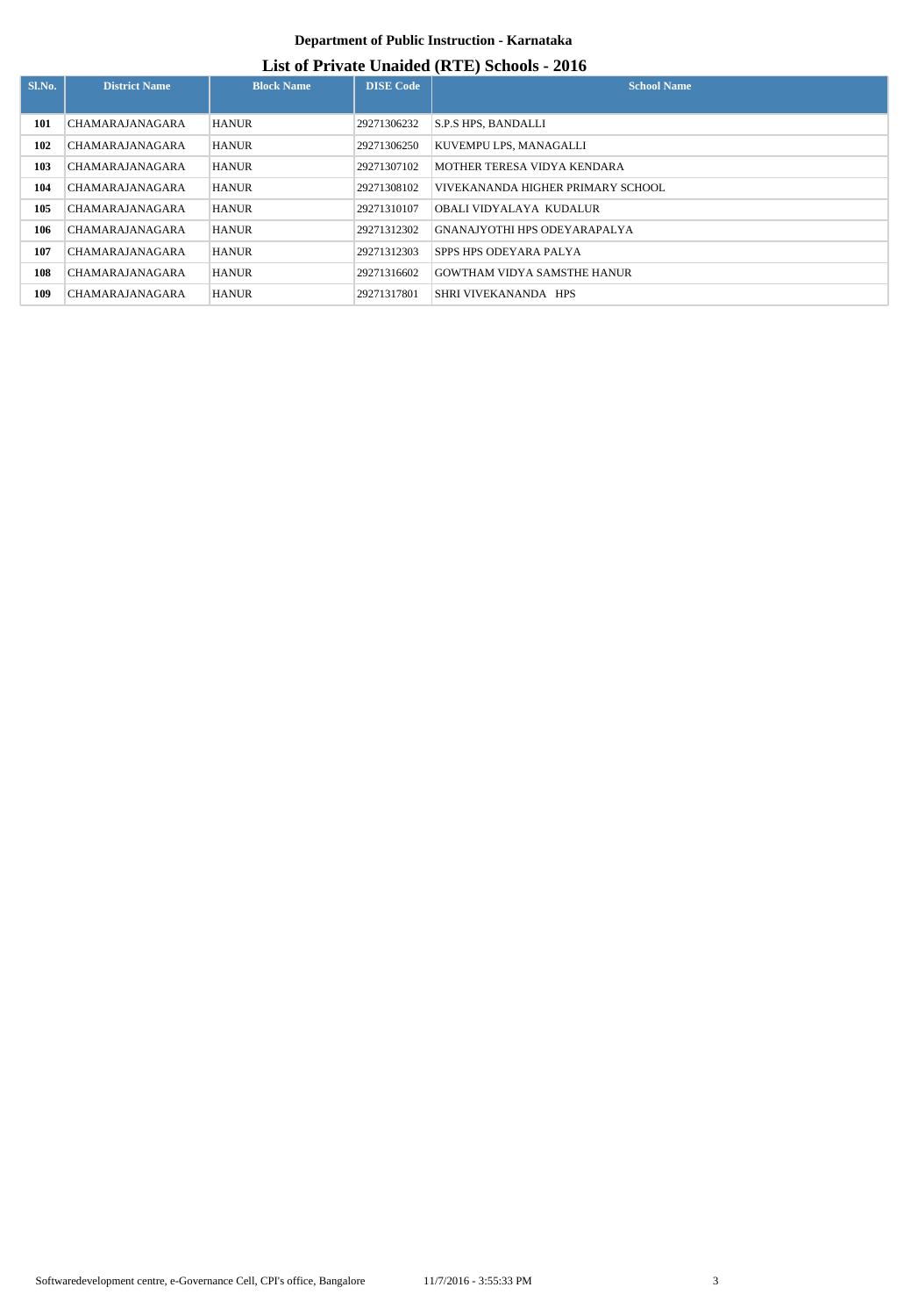**Department of Public Instruction - Karnataka**

# List of Private Unaided (RTE) Schools - 2016

| Sl.No. | District Name | Block Name | DISE Code | School Name |
|---|---|---|---|---|
| 101 | CHAMARAJANAGARA | HANUR | 29271306232 | S.P.S HPS, BANDALLI |
| 102 | CHAMARAJANAGARA | HANUR | 29271306250 | KUVEMPU LPS, MANAGALLI |
| 103 | CHAMARAJANAGARA | HANUR | 29271307102 | MOTHER TERESA VIDYA KENDARA |
| 104 | CHAMARAJANAGARA | HANUR | 29271308102 | VIVEKANANDA HIGHER PRIMARY SCHOOL |
| 105 | CHAMARAJANAGARA | HANUR | 29271310107 | OBALI VIDYALAYA KUDALUR |
| 106 | CHAMARAJANAGARA | HANUR | 29271312302 | GNANAJYOTHI HPS ODEYARAPALYA |
| 107 | CHAMARAJANAGARA | HANUR | 29271312303 | SPPS HPS ODEYARA PALYA |
| 108 | CHAMARAJANAGARA | HANUR | 29271316602 | GOWTHAM VIDYA SAMSTHE HANUR |
| 109 | CHAMARAJANAGARA | HANUR | 29271317801 | SHRI VIVEKANANDA HPS |

Softwaredevelopment centre, e-Governance Cell, CPI's office, Bangalore 11/7/2016 - 3:55:33 PM